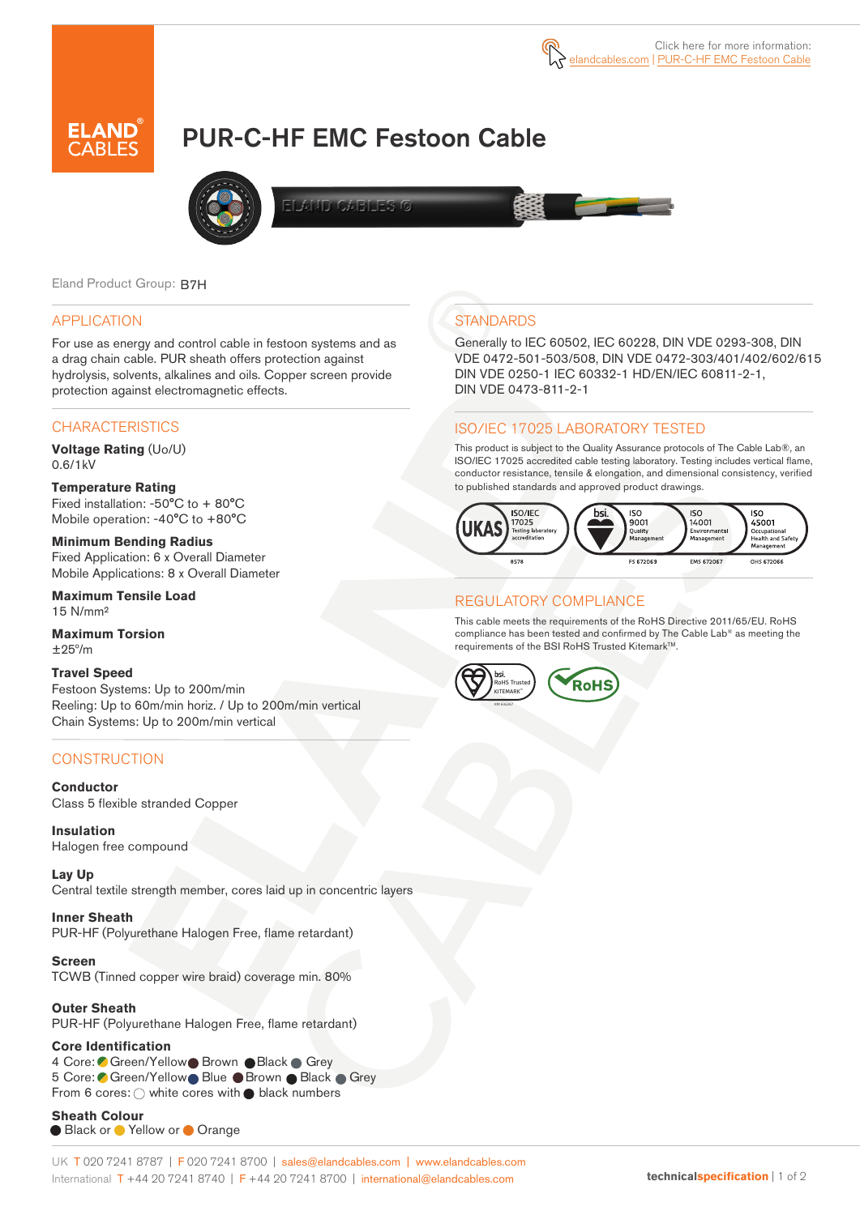Click here for more information:
elandcables.com | PUR-C-HF EMC Festoon Cable

# PUR-C-HF EMC Festoon Cable

Eland Product Group: B7H

## APPLICATION

For use as energy and control cable in festoon systems and as a drag chain cable. PUR sheath offers protection against hydrolysis, solvents, alkalines and oils. Copper screen provide protection against electromagnetic effects.

## CHARACTERISTICS

**Voltage Rating** (Uo/U)
0.6/1kV

**Temperature Rating**
Fixed installation: -50°C to + 80°C
Mobile operation: -40°C to +80°C

**Minimum Bending Radius**
Fixed Application: 6 x Overall Diameter
Mobile Applications: 8 x Overall Diameter

**Maximum Tensile Load**
15 N/mm²

**Maximum Torsion**
±25°/m

**Travel Speed**
Festoon Systems: Up to 200m/min
Reeling: Up to 60m/min horiz. / Up to 200m/min vertical
Chain Systems: Up to 200m/min vertical

## CONSTRUCTION

**Conductor**
Class 5 flexible stranded Copper

**Insulation**
Halogen free compound

**Lay Up**
Central textile strength member, cores laid up in concentric layers

**Inner Sheath**
PUR-HF (Polyurethane Halogen Free, flame retardant)

**Screen**
TCWB (Tinned copper wire braid) coverage min. 80%

**Outer Sheath**
PUR-HF (Polyurethane Halogen Free, flame retardant)

**Core Identification**
4 Core: Green/Yellow, Brown, Black, Grey
5 Core: Green/Yellow, Blue, Brown, Black, Grey
From 6 cores: white cores with black numbers

**Sheath Colour**
Black or Yellow or Orange

## STANDARDS

Generally to IEC 60502, IEC 60228, DIN VDE 0293-308, DIN VDE 0472-501-503/508, DIN VDE 0472-303/401/402/602/615 DIN VDE 0250-1 IEC 60332-1 HD/EN/IEC 60811-2-1, DIN VDE 0473-811-2-1

## ISO/IEC 17025 LABORATORY TESTED

This product is subject to the Quality Assurance protocols of The Cable Lab®, an ISO/IEC 17025 accredited cable testing laboratory. Testing includes vertical flame, conductor resistance, tensile & elongation, and dimensional consistency, verified to published standards and approved product drawings.

UKAS ISO/IEC 17025 Testing laboratory accreditation 8578 | bsi. ISO 9001 Quality Management FS 672069 | ISO 14001 Environmental Management EMS 672067 | ISO 45001 Occupational Health and Safety Management OHS 672066

## REGULATORY COMPLIANCE

This cable meets the requirements of the RoHS Directive 2011/65/EU. RoHS compliance has been tested and confirmed by The Cable Lab® as meeting the requirements of the BSI RoHS Trusted Kitemark™.

bsi. RoHS Trusted KITEMARK™ | RoHS

UK T 020 7241 8787 | F 020 7241 8700 | sales@elandcables.com | www.elandcables.com
International T +44 20 7241 8740 | F +44 20 7241 8700 | international@elandcables.com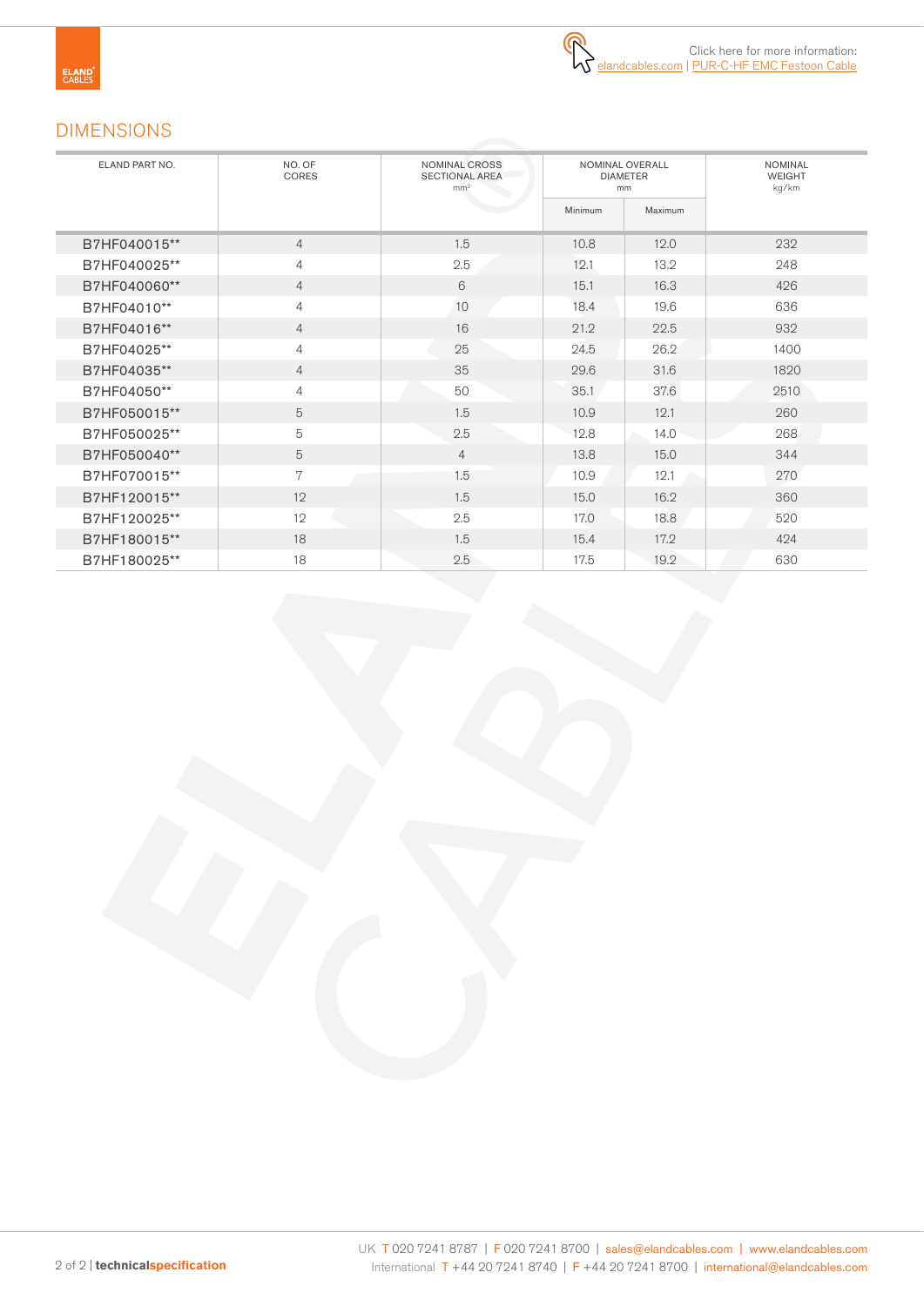Click here for more information: elandcables.com | PUR-C-HF EMC Festoon Cable

## DIMENSIONS

| ELAND PART NO. | NO. OF CORES | NOMINAL CROSS SECTIONAL AREA mm² | NOMINAL OVERALL DIAMETER mm | | NOMINAL WEIGHT kg/km |
|---|---|---|---|---|---|
| | | | Minimum | Maximum | |
| B7HF040015** | 4 | 1.5 | 10.8 | 12.0 | 232 |
| B7HF040025** | 4 | 2.5 | 12.1 | 13.2 | 248 |
| B7HF040060** | 4 | 6 | 15.1 | 16.3 | 426 |
| B7HF04010** | 4 | 10 | 18.4 | 19.6 | 636 |
| B7HF04016** | 4 | 16 | 21.2 | 22.5 | 932 |
| B7HF04025** | 4 | 25 | 24.5 | 26.2 | 1400 |
| B7HF04035** | 4 | 35 | 29.6 | 31.6 | 1820 |
| B7HF04050** | 4 | 50 | 35.1 | 37.6 | 2510 |
| B7HF050015** | 5 | 1.5 | 10.9 | 12.1 | 260 |
| B7HF050025** | 5 | 2.5 | 12.8 | 14.0 | 268 |
| B7HF050040** | 5 | 4 | 13.8 | 15.0 | 344 |
| B7HF070015** | 7 | 1.5 | 10.9 | 12.1 | 270 |
| B7HF120015** | 12 | 1.5 | 15.0 | 16.2 | 360 |
| B7HF120025** | 12 | 2.5 | 17.0 | 18.8 | 520 |
| B7HF180015** | 18 | 1.5 | 15.4 | 17.2 | 424 |
| B7HF180025** | 18 | 2.5 | 17.5 | 19.2 | 630 |

UK T 020 7241 8787 | F 020 7241 8700 | sales@elandcables.com | www.elandcables.com
International T +44 20 7241 8740 | F +44 20 7241 8700 | international@elandcables.com